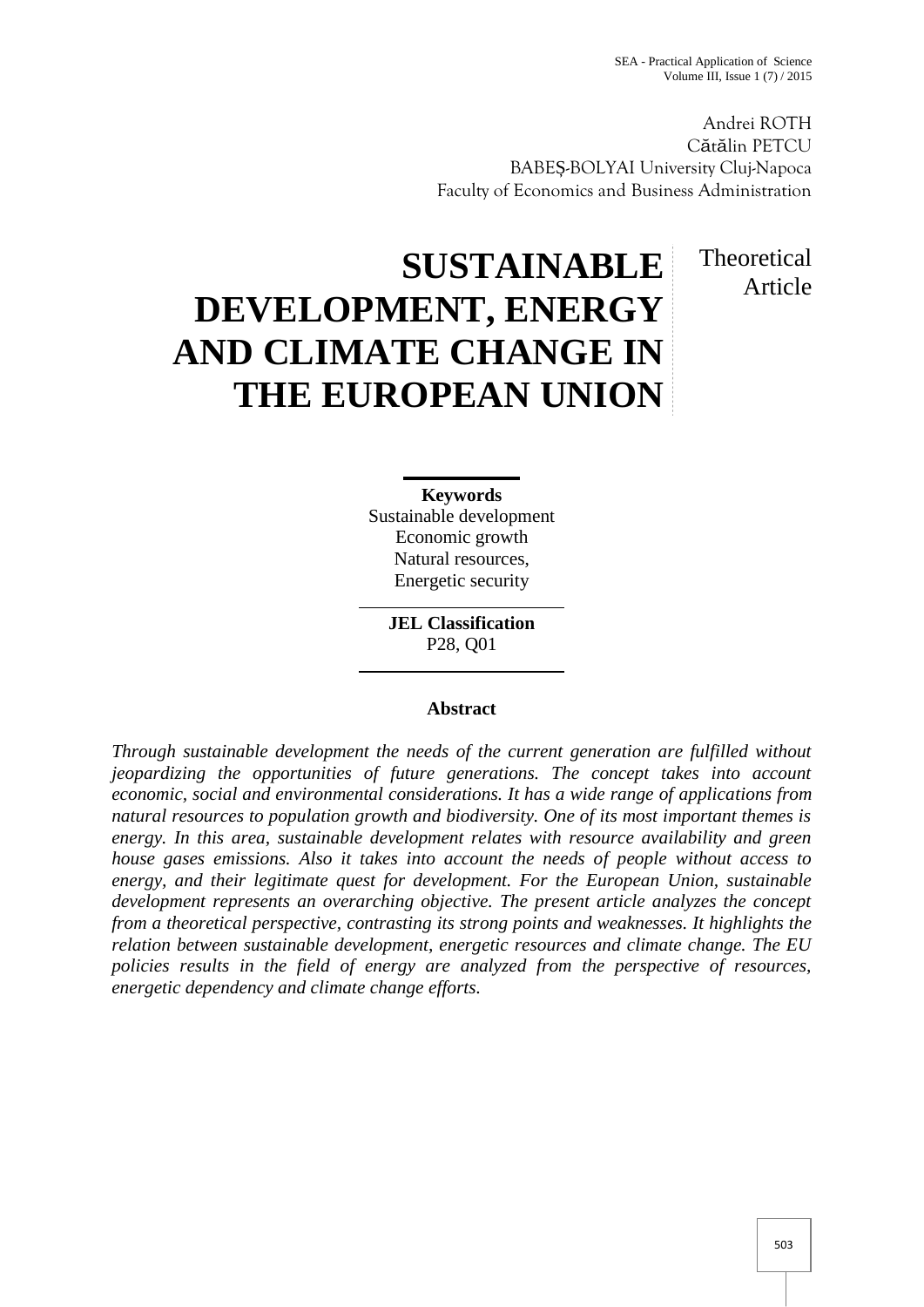Andrei ROTH
Cătălin PETCU
BABEȘ-BOLYAI University Cluj-Napoca
Faculty of Economics and Business Administration

Theoretical Article

# SUSTAINABLE DEVELOPMENT, ENERGY AND CLIMATE CHANGE IN THE EUROPEAN UNION

**Keywords**

Sustainable development
Economic growth
Natural resources,
Energetic security

**JEL Classification**

P28, Q01

**Abstract**

*Through sustainable development the needs of the current generation are fulfilled without jeopardizing the opportunities of future generations. The concept takes into account economic, social and environmental considerations. It has a wide range of applications from natural resources to population growth and biodiversity. One of its most important themes is energy. In this area, sustainable development relates with resource availability and green house gases emissions. Also it takes into account the needs of people without access to energy, and their legitimate quest for development. For the European Union, sustainable development represents an overarching objective. The present article analyzes the concept from a theoretical perspective, contrasting its strong points and weaknesses. It highlights the relation between sustainable development, energetic resources and climate change. The EU policies results in the field of energy are analyzed from the perspective of resources, energetic dependency and climate change efforts.*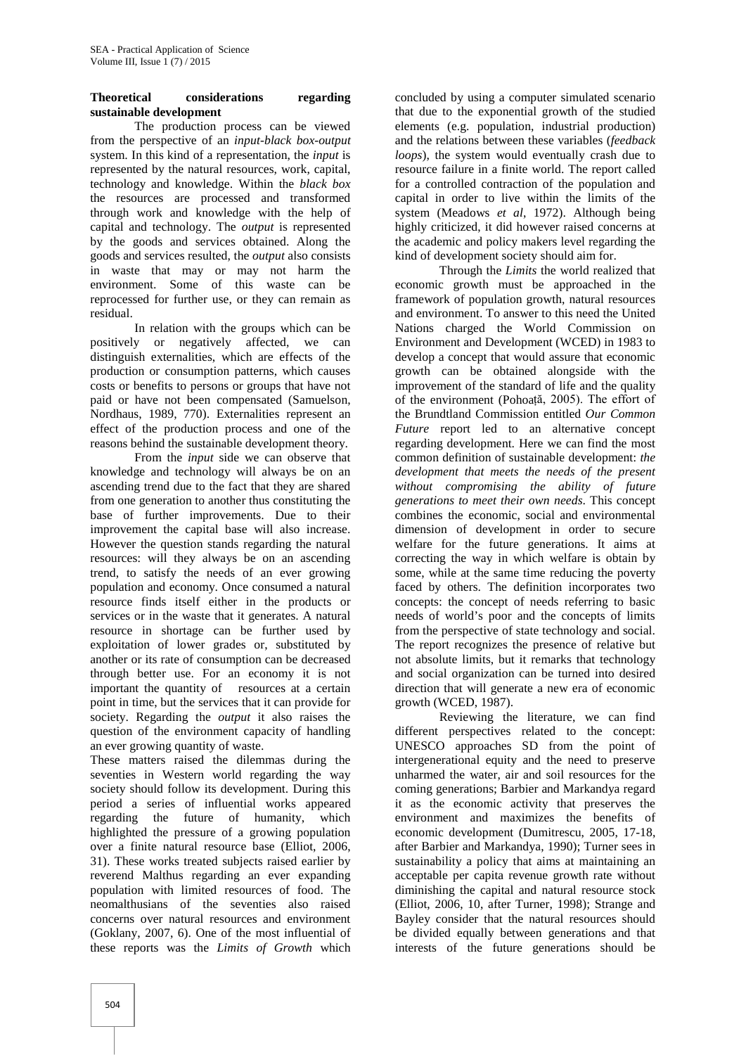**Theoretical considerations regarding sustainable development**

The production process can be viewed from the perspective of an *input-black box-output* system. In this kind of a representation, the *input* is represented by the natural resources, work, capital, technology and knowledge. Within the *black box* the resources are processed and transformed through work and knowledge with the help of capital and technology. The *output* is represented by the goods and services obtained. Along the goods and services resulted, the *output* also consists in waste that may or may not harm the environment. Some of this waste can be reprocessed for further use, or they can remain as residual.

In relation with the groups which can be positively or negatively affected, we can distinguish externalities, which are effects of the production or consumption patterns, which causes costs or benefits to persons or groups that have not paid or have not been compensated (Samuelson, Nordhaus, 1989, 770). Externalities represent an effect of the production process and one of the reasons behind the sustainable development theory.

From the *input* side we can observe that knowledge and technology will always be on an ascending trend due to the fact that they are shared from one generation to another thus constituting the base of further improvements. Due to their improvement the capital base will also increase. However the question stands regarding the natural resources: will they always be on an ascending trend, to satisfy the needs of an ever growing population and economy. Once consumed a natural resource finds itself either in the products or services or in the waste that it generates. A natural resource in shortage can be further used by exploitation of lower grades or, substituted by another or its rate of consumption can be decreased through better use. For an economy it is not important the quantity of resources at a certain point in time, but the services that it can provide for society. Regarding the *output* it also raises the question of the environment capacity of handling an ever growing quantity of waste.

These matters raised the dilemmas during the seventies in Western world regarding the way society should follow its development. During this period a series of influential works appeared regarding the future of humanity, which highlighted the pressure of a growing population over a finite natural resource base (Elliot, 2006, 31). These works treated subjects raised earlier by reverend Malthus regarding an ever expanding population with limited resources of food. The neomalthusians of the seventies also raised concerns over natural resources and environment (Goklany, 2007, 6). One of the most influential of these reports was the *Limits of Growth* which concluded by using a computer simulated scenario that due to the exponential growth of the studied elements (e.g. population, industrial production) and the relations between these variables (*feedback loops*), the system would eventually crash due to resource failure in a finite world. The report called for a controlled contraction of the population and capital in order to live within the limits of the system (Meadows *et al*, 1972). Although being highly criticized, it did however raised concerns at the academic and policy makers level regarding the kind of development society should aim for.

Through the *Limits* the world realized that economic growth must be approached in the framework of population growth, natural resources and environment. To answer to this need the United Nations charged the World Commission on Environment and Development (WCED) in 1983 to develop a concept that would assure that economic growth can be obtained alongside with the improvement of the standard of life and the quality of the environment (Pohoață, 2005). The effort of the Brundtland Commission entitled *Our Common Future* report led to an alternative concept regarding development. Here we can find the most common definition of sustainable development: *the development that meets the needs of the present without compromising the ability of future generations to meet their own needs*. This concept combines the economic, social and environmental dimension of development in order to secure welfare for the future generations. It aims at correcting the way in which welfare is obtain by some, while at the same time reducing the poverty faced by others. The definition incorporates two concepts: the concept of needs referring to basic needs of world's poor and the concepts of limits from the perspective of state technology and social. The report recognizes the presence of relative but not absolute limits, but it remarks that technology and social organization can be turned into desired direction that will generate a new era of economic growth (WCED, 1987).

Reviewing the literature, we can find different perspectives related to the concept: UNESCO approaches SD from the point of intergenerational equity and the need to preserve unharmed the water, air and soil resources for the coming generations; Barbier and Markandya regard it as the economic activity that preserves the environment and maximizes the benefits of economic development (Dumitrescu, 2005, 17-18, after Barbier and Markandya, 1990); Turner sees in sustainability a policy that aims at maintaining an acceptable per capita revenue growth rate without diminishing the capital and natural resource stock (Elliot, 2006, 10, after Turner, 1998); Strange and Bayley consider that the natural resources should be divided equally between generations and that interests of the future generations should be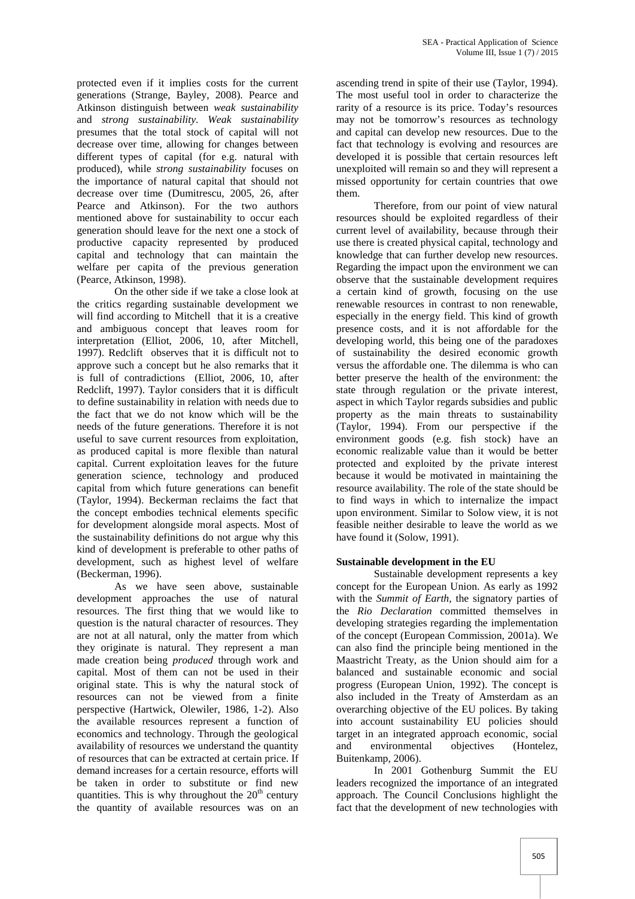protected even if it implies costs for the current generations (Strange, Bayley, 2008). Pearce and Atkinson distinguish between *weak sustainability* and *strong sustainability*. *Weak sustainability* presumes that the total stock of capital will not decrease over time, allowing for changes between different types of capital (for e.g. natural with produced), while *strong sustainability* focuses on the importance of natural capital that should not decrease over time (Dumitrescu, 2005, 26, after Pearce and Atkinson). For the two authors mentioned above for sustainability to occur each generation should leave for the next one a stock of productive capacity represented by produced capital and technology that can maintain the welfare per capita of the previous generation (Pearce, Atkinson, 1998).

On the other side if we take a close look at the critics regarding sustainable development we will find according to Mitchell that it is a creative and ambiguous concept that leaves room for interpretation (Elliot, 2006, 10, after Mitchell, 1997). Redclift observes that it is difficult not to approve such a concept but he also remarks that it is full of contradictions (Elliot, 2006, 10, after Redclift, 1997). Taylor considers that it is difficult to define sustainability in relation with needs due to the fact that we do not know which will be the needs of the future generations. Therefore it is not useful to save current resources from exploitation, as produced capital is more flexible than natural capital. Current exploitation leaves for the future generation science, technology and produced capital from which future generations can benefit (Taylor, 1994). Beckerman reclaims the fact that the concept embodies technical elements specific for development alongside moral aspects. Most of the sustainability definitions do not argue why this kind of development is preferable to other paths of development, such as highest level of welfare (Beckerman, 1996).

As we have seen above, sustainable development approaches the use of natural resources. The first thing that we would like to question is the natural character of resources. They are not at all natural, only the matter from which they originate is natural. They represent a man made creation being *produced* through work and capital. Most of them can not be used in their original state. This is why the natural stock of resources can not be viewed from a finite perspective (Hartwick, Olewiler, 1986, 1-2). Also the available resources represent a function of economics and technology. Through the geological availability of resources we understand the quantity of resources that can be extracted at certain price. If demand increases for a certain resource, efforts will be taken in order to substitute or find new quantities. This is why throughout the 20th century the quantity of available resources was on an ascending trend in spite of their use (Taylor, 1994). The most useful tool in order to characterize the rarity of a resource is its price. Today's resources may not be tomorrow's resources as technology and capital can develop new resources. Due to the fact that technology is evolving and resources are developed it is possible that certain resources left unexploited will remain so and they will represent a missed opportunity for certain countries that owe them.

Therefore, from our point of view natural resources should be exploited regardless of their current level of availability, because through their use there is created physical capital, technology and knowledge that can further develop new resources. Regarding the impact upon the environment we can observe that the sustainable development requires a certain kind of growth, focusing on the use renewable resources in contrast to non renewable, especially in the energy field. This kind of growth presence costs, and it is not affordable for the developing world, this being one of the paradoxes of sustainability the desired economic growth versus the affordable one. The dilemma is who can better preserve the health of the environment: the state through regulation or the private interest, aspect in which Taylor regards subsidies and public property as the main threats to sustainability (Taylor, 1994). From our perspective if the environment goods (e.g. fish stock) have an economic realizable value than it would be better protected and exploited by the private interest because it would be motivated in maintaining the resource availability. The role of the state should be to find ways in which to internalize the impact upon environment. Similar to Solow view, it is not feasible neither desirable to leave the world as we have found it (Solow, 1991).

## Sustainable development in the EU

Sustainable development represents a key concept for the European Union. As early as 1992 with the *Summit of Earth*, the signatory parties of the *Rio Declaration* committed themselves in developing strategies regarding the implementation of the concept (European Commission, 2001a). We can also find the principle being mentioned in the Maastricht Treaty, as the Union should aim for a balanced and sustainable economic and social progress (European Union, 1992). The concept is also included in the Treaty of Amsterdam as an overarching objective of the EU polices. By taking into account sustainability EU policies should target in an integrated approach economic, social and environmental objectives (Hontelez, Buitenkamp, 2006).

In 2001 Gothenburg Summit the EU leaders recognized the importance of an integrated approach. The Council Conclusions highlight the fact that the development of new technologies with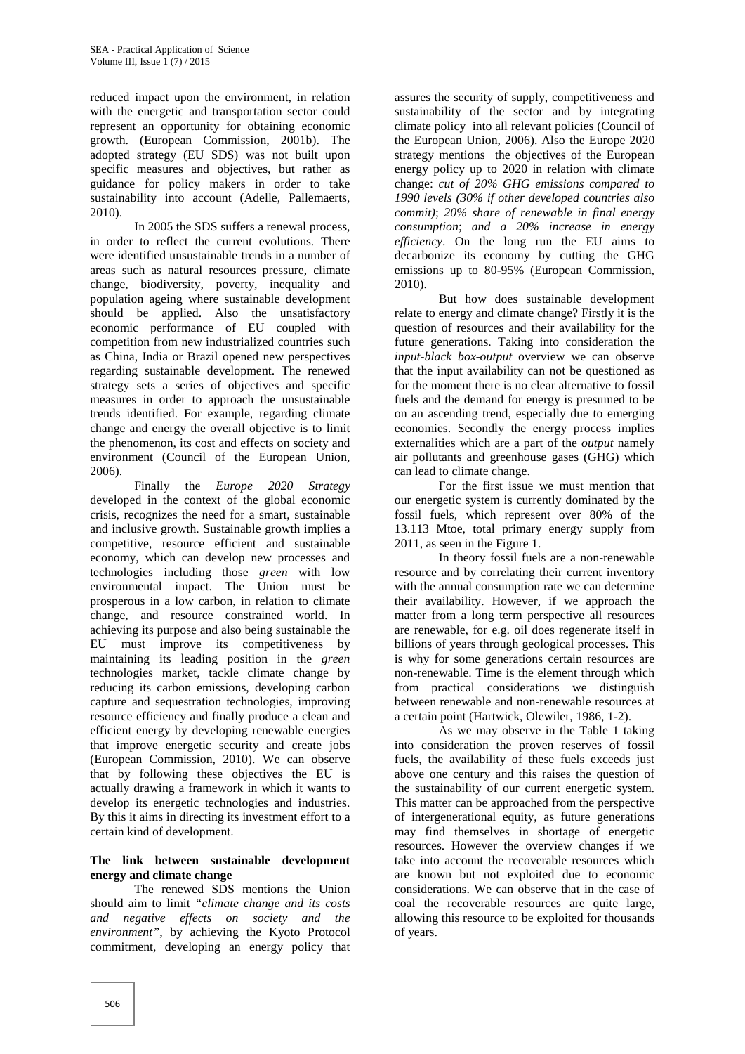reduced impact upon the environment, in relation with the energetic and transportation sector could represent an opportunity for obtaining economic growth. (European Commission, 2001b). The adopted strategy (EU SDS) was not built upon specific measures and objectives, but rather as guidance for policy makers in order to take sustainability into account (Adelle, Pallemaerts, 2010).

In 2005 the SDS suffers a renewal process, in order to reflect the current evolutions. There were identified unsustainable trends in a number of areas such as natural resources pressure, climate change, biodiversity, poverty, inequality and population ageing where sustainable development should be applied. Also the unsatisfactory economic performance of EU coupled with competition from new industrialized countries such as China, India or Brazil opened new perspectives regarding sustainable development. The renewed strategy sets a series of objectives and specific measures in order to approach the unsustainable trends identified. For example, regarding climate change and energy the overall objective is to limit the phenomenon, its cost and effects on society and environment (Council of the European Union, 2006).

Finally the *Europe 2020 Strategy* developed in the context of the global economic crisis, recognizes the need for a smart, sustainable and inclusive growth. Sustainable growth implies a competitive, resource efficient and sustainable economy, which can develop new processes and technologies including those *green* with low environmental impact. The Union must be prosperous in a low carbon, in relation to climate change, and resource constrained world. In achieving its purpose and also being sustainable the EU must improve its competitiveness by maintaining its leading position in the *green* technologies market, tackle climate change by reducing its carbon emissions, developing carbon capture and sequestration technologies, improving resource efficiency and finally produce a clean and efficient energy by developing renewable energies that improve energetic security and create jobs (European Commission, 2010). We can observe that by following these objectives the EU is actually drawing a framework in which it wants to develop its energetic technologies and industries. By this it aims in directing its investment effort to a certain kind of development.

**The link between sustainable development energy and climate change**

The renewed SDS mentions the Union should aim to limit "*climate change and its costs and negative effects on society and the environment*", by achieving the Kyoto Protocol commitment, developing an energy policy that assures the security of supply, competitiveness and sustainability of the sector and by integrating climate policy into all relevant policies (Council of the European Union, 2006). Also the Europe 2020 strategy mentions the objectives of the European energy policy up to 2020 in relation with climate change: *cut of 20% GHG emissions compared to 1990 levels (30% if other developed countries also commit)*; *20% share of renewable in final energy consumption*; *and a 20% increase in energy efficiency*. On the long run the EU aims to decarbonize its economy by cutting the GHG emissions up to 80-95% (European Commission, 2010).

But how does sustainable development relate to energy and climate change? Firstly it is the question of resources and their availability for the future generations. Taking into consideration the *input-black box-output* overview we can observe that the input availability can not be questioned as for the moment there is no clear alternative to fossil fuels and the demand for energy is presumed to be on an ascending trend, especially due to emerging economies. Secondly the energy process implies externalities which are a part of the *output* namely air pollutants and greenhouse gases (GHG) which can lead to climate change.

For the first issue we must mention that our energetic system is currently dominated by the fossil fuels, which represent over 80% of the 13.113 Mtoe, total primary energy supply from 2011, as seen in the Figure 1.

In theory fossil fuels are a non-renewable resource and by correlating their current inventory with the annual consumption rate we can determine their availability. However, if we approach the matter from a long term perspective all resources are renewable, for e.g. oil does regenerate itself in billions of years through geological processes. This is why for some generations certain resources are non-renewable. Time is the element through which from practical considerations we distinguish between renewable and non-renewable resources at a certain point (Hartwick, Olewiler, 1986, 1-2).

As we may observe in the Table 1 taking into consideration the proven reserves of fossil fuels, the availability of these fuels exceeds just above one century and this raises the question of the sustainability of our current energetic system. This matter can be approached from the perspective of intergenerational equity, as future generations may find themselves in shortage of energetic resources. However the overview changes if we take into account the recoverable resources which are known but not exploited due to economic considerations. We can observe that in the case of coal the recoverable resources are quite large, allowing this resource to be exploited for thousands of years.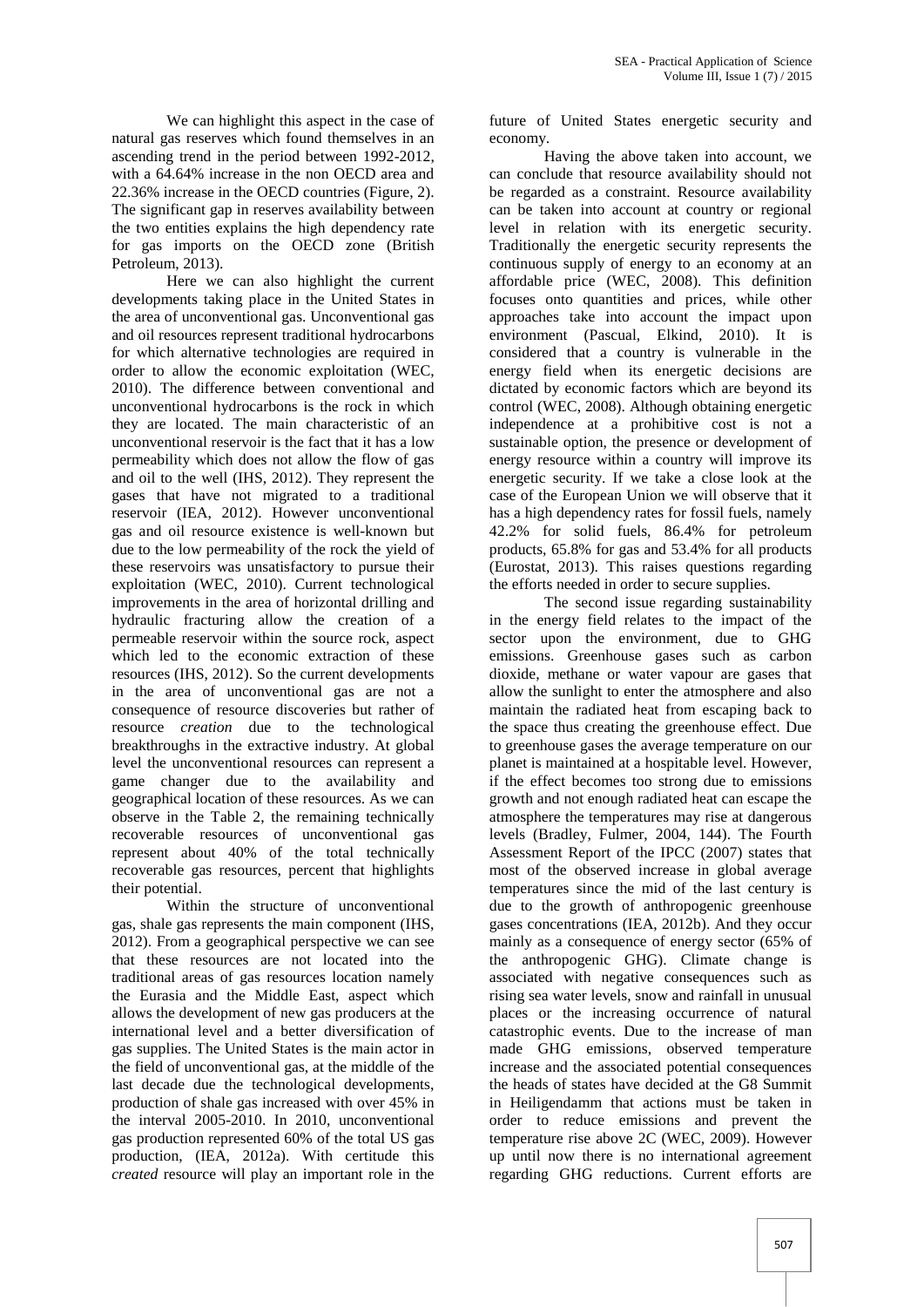We can highlight this aspect in the case of natural gas reserves which found themselves in an ascending trend in the period between 1992-2012, with a 64.64% increase in the non OECD area and 22.36% increase in the OECD countries (Figure, 2). The significant gap in reserves availability between the two entities explains the high dependency rate for gas imports on the OECD zone (British Petroleum, 2013).

Here we can also highlight the current developments taking place in the United States in the area of unconventional gas. Unconventional gas and oil resources represent traditional hydrocarbons for which alternative technologies are required in order to allow the economic exploitation (WEC, 2010). The difference between conventional and unconventional hydrocarbons is the rock in which they are located. The main characteristic of an unconventional reservoir is the fact that it has a low permeability which does not allow the flow of gas and oil to the well (IHS, 2012). They represent the gases that have not migrated to a traditional reservoir (IEA, 2012). However unconventional gas and oil resource existence is well-known but due to the low permeability of the rock the yield of these reservoirs was unsatisfactory to pursue their exploitation (WEC, 2010). Current technological improvements in the area of horizontal drilling and hydraulic fracturing allow the creation of a permeable reservoir within the source rock, aspect which led to the economic extraction of these resources (IHS, 2012). So the current developments in the area of unconventional gas are not a consequence of resource discoveries but rather of resource *creation* due to the technological breakthroughs in the extractive industry. At global level the unconventional resources can represent a game changer due to the availability and geographical location of these resources. As we can observe in the Table 2, the remaining technically recoverable resources of unconventional gas represent about 40% of the total technically recoverable gas resources, percent that highlights their potential.

Within the structure of unconventional gas, shale gas represents the main component (IHS, 2012). From a geographical perspective we can see that these resources are not located into the traditional areas of gas resources location namely the Eurasia and the Middle East, aspect which allows the development of new gas producers at the international level and a better diversification of gas supplies. The United States is the main actor in the field of unconventional gas, at the middle of the last decade due the technological developments, production of shale gas increased with over 45% in the interval 2005-2010. In 2010, unconventional gas production represented 60% of the total US gas production, (IEA, 2012a). With certitude this *created* resource will play an important role in the future of United States energetic security and economy.

Having the above taken into account, we can conclude that resource availability should not be regarded as a constraint. Resource availability can be taken into account at country or regional level in relation with its energetic security. Traditionally the energetic security represents the continuous supply of energy to an economy at an affordable price (WEC, 2008). This definition focuses onto quantities and prices, while other approaches take into account the impact upon environment (Pascual, Elkind, 2010). It is considered that a country is vulnerable in the energy field when its energetic decisions are dictated by economic factors which are beyond its control (WEC, 2008). Although obtaining energetic independence at a prohibitive cost is not a sustainable option, the presence or development of energy resource within a country will improve its energetic security. If we take a close look at the case of the European Union we will observe that it has a high dependency rates for fossil fuels, namely 42.2% for solid fuels, 86.4% for petroleum products, 65.8% for gas and 53.4% for all products (Eurostat, 2013). This raises questions regarding the efforts needed in order to secure supplies.

The second issue regarding sustainability in the energy field relates to the impact of the sector upon the environment, due to GHG emissions. Greenhouse gases such as carbon dioxide, methane or water vapour are gases that allow the sunlight to enter the atmosphere and also maintain the radiated heat from escaping back to the space thus creating the greenhouse effect. Due to greenhouse gases the average temperature on our planet is maintained at a hospitable level. However, if the effect becomes too strong due to emissions growth and not enough radiated heat can escape the atmosphere the temperatures may rise at dangerous levels (Bradley, Fulmer, 2004, 144). The Fourth Assessment Report of the IPCC (2007) states that most of the observed increase in global average temperatures since the mid of the last century is due to the growth of anthropogenic greenhouse gases concentrations (IEA, 2012b). And they occur mainly as a consequence of energy sector (65% of the anthropogenic GHG). Climate change is associated with negative consequences such as rising sea water levels, snow and rainfall in unusual places or the increasing occurrence of natural catastrophic events. Due to the increase of man made GHG emissions, observed temperature increase and the associated potential consequences the heads of states have decided at the G8 Summit in Heiligendamm that actions must be taken in order to reduce emissions and prevent the temperature rise above 2C (WEC, 2009). However up until now there is no international agreement regarding GHG reductions. Current efforts are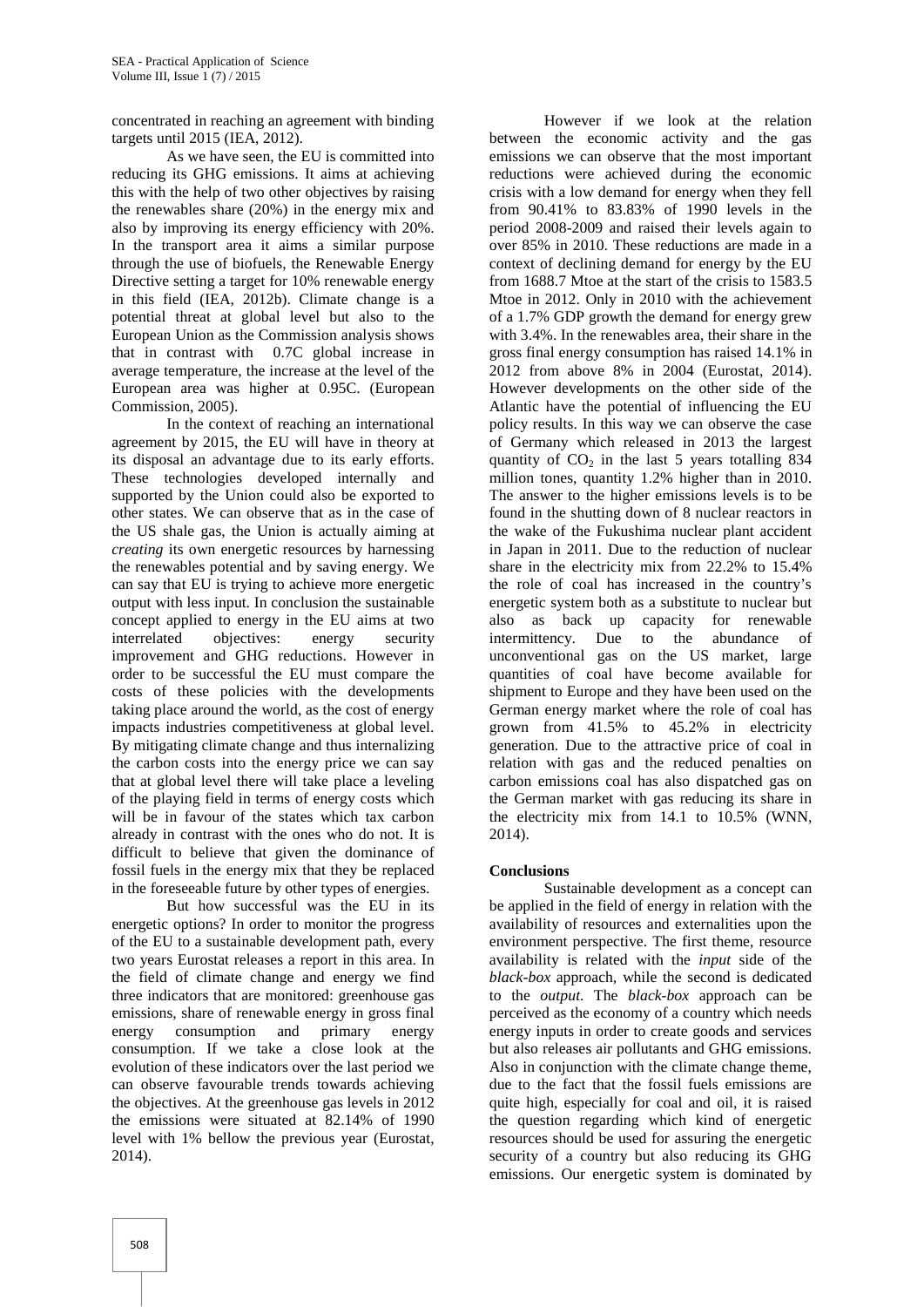concentrated in reaching an agreement with binding targets until 2015 (IEA, 2012).

As we have seen, the EU is committed into reducing its GHG emissions. It aims at achieving this with the help of two other objectives by raising the renewables share (20%) in the energy mix and also by improving its energy efficiency with 20%. In the transport area it aims a similar purpose through the use of biofuels, the Renewable Energy Directive setting a target for 10% renewable energy in this field (IEA, 2012b). Climate change is a potential threat at global level but also to the European Union as the Commission analysis shows that in contrast with 0.7C global increase in average temperature, the increase at the level of the European area was higher at 0.95C. (European Commission, 2005).

In the context of reaching an international agreement by 2015, the EU will have in theory at its disposal an advantage due to its early efforts. These technologies developed internally and supported by the Union could also be exported to other states. We can observe that as in the case of the US shale gas, the Union is actually aiming at *creating* its own energetic resources by harnessing the renewables potential and by saving energy. We can say that EU is trying to achieve more energetic output with less input. In conclusion the sustainable concept applied to energy in the EU aims at two interrelated objectives: energy security improvement and GHG reductions. However in order to be successful the EU must compare the costs of these policies with the developments taking place around the world, as the cost of energy impacts industries competitiveness at global level. By mitigating climate change and thus internalizing the carbon costs into the energy price we can say that at global level there will take place a leveling of the playing field in terms of energy costs which will be in favour of the states which tax carbon already in contrast with the ones who do not. It is difficult to believe that given the dominance of fossil fuels in the energy mix that they be replaced in the foreseeable future by other types of energies.

But how successful was the EU in its energetic options? In order to monitor the progress of the EU to a sustainable development path, every two years Eurostat releases a report in this area. In the field of climate change and energy we find three indicators that are monitored: greenhouse gas emissions, share of renewable energy in gross final energy consumption and primary energy consumption. If we take a close look at the evolution of these indicators over the last period we can observe favourable trends towards achieving the objectives. At the greenhouse gas levels in 2012 the emissions were situated at 82.14% of 1990 level with 1% bellow the previous year (Eurostat, 2014).

However if we look at the relation between the economic activity and the gas emissions we can observe that the most important reductions were achieved during the economic crisis with a low demand for energy when they fell from 90.41% to 83.83% of 1990 levels in the period 2008-2009 and raised their levels again to over 85% in 2010. These reductions are made in a context of declining demand for energy by the EU from 1688.7 Mtoe at the start of the crisis to 1583.5 Mtoe in 2012. Only in 2010 with the achievement of a 1.7% GDP growth the demand for energy grew with 3.4%. In the renewables area, their share in the gross final energy consumption has raised 14.1% in 2012 from above 8% in 2004 (Eurostat, 2014). However developments on the other side of the Atlantic have the potential of influencing the EU policy results. In this way we can observe the case of Germany which released in 2013 the largest quantity of $CO_2$ in the last 5 years totalling 834 million tones, quantity 1.2% higher than in 2010. The answer to the higher emissions levels is to be found in the shutting down of 8 nuclear reactors in the wake of the Fukushima nuclear plant accident in Japan in 2011. Due to the reduction of nuclear share in the electricity mix from 22.2% to 15.4% the role of coal has increased in the country's energetic system both as a substitute to nuclear but also as back up capacity for renewable intermittency. Due to the abundance of unconventional gas on the US market, large quantities of coal have become available for shipment to Europe and they have been used on the German energy market where the role of coal has grown from 41.5% to 45.2% in electricity generation. Due to the attractive price of coal in relation with gas and the reduced penalties on carbon emissions coal has also dispatched gas on the German market with gas reducing its share in the electricity mix from 14.1 to 10.5% (WNN, 2014).

## Conclusions

Sustainable development as a concept can be applied in the field of energy in relation with the availability of resources and externalities upon the environment perspective. The first theme, resource availability is related with the *input* side of the *black-box* approach, while the second is dedicated to the *output*. The *black-box* approach can be perceived as the economy of a country which needs energy inputs in order to create goods and services but also releases air pollutants and GHG emissions. Also in conjunction with the climate change theme, due to the fact that the fossil fuels emissions are quite high, especially for coal and oil, it is raised the question regarding which kind of energetic resources should be used for assuring the energetic security of a country but also reducing its GHG emissions. Our energetic system is dominated by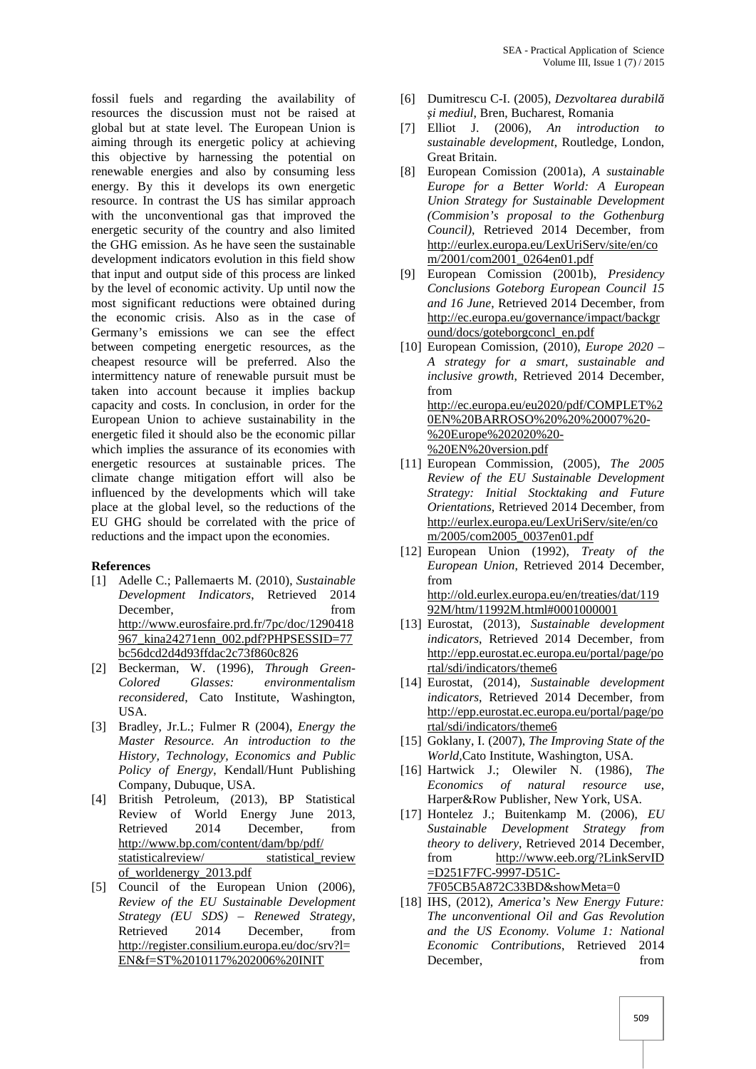fossil fuels and regarding the availability of resources the discussion must not be raised at global but at state level. The European Union is aiming through its energetic policy at achieving this objective by harnessing the potential on renewable energies and also by consuming less energy. By this it develops its own energetic resource. In contrast the US has similar approach with the unconventional gas that improved the energetic security of the country and also limited the GHG emission. As he have seen the sustainable development indicators evolution in this field show that input and output side of this process are linked by the level of economic activity. Up until now the most significant reductions were obtained during the economic crisis. Also as in the case of Germany's emissions we can see the effect between competing energetic resources, as the cheapest resource will be preferred. Also the intermittency nature of renewable pursuit must be taken into account because it implies backup capacity and costs. In conclusion, in order for the European Union to achieve sustainability in the energetic filed it should also be the economic pillar which implies the assurance of its economies with energetic resources at sustainable prices. The climate change mitigation effort will also be influenced by the developments which will take place at the global level, so the reductions of the EU GHG should be correlated with the price of reductions and the impact upon the economies.

## References

[1] Adelle C.; Pallemaerts M. (2010), *Sustainable Development Indicators*, Retrieved 2014 December, from http://www.eurosfaire.prd.fr/7pc/doc/1290418967_kina24271enn_002.pdf?PHPSESSID=77bc56dcd2d4d93ffdac2c73f860c826

[2] Beckerman, W. (1996), *Through Green-Colored Glasses: environmentalism reconsidered*, Cato Institute, Washington, USA.

[3] Bradley, Jr.L.; Fulmer R (2004), *Energy the Master Resource. An introduction to the History, Technology, Economics and Public Policy of Energy*, Kendall/Hunt Publishing Company, Dubuque, USA.

[4] British Petroleum, (2013), BP Statistical Review of World Energy June 2013, Retrieved 2014 December, from http://www.bp.com/content/dam/bp/pdf/statisticalreview/ statistical_review of_worldenergy_2013.pdf

[5] Council of the European Union (2006), *Review of the EU Sustainable Development Strategy (EU SDS) – Renewed Strategy*, Retrieved 2014 December, from http://register.consilium.europa.eu/doc/srv?l=EN&f=ST%2010117%202006%20INIT

[6] Dumitrescu C-I. (2005), *Dezvoltarea durabilă și mediul*, Bren, Bucharest, Romania

[7] Elliot J. (2006), *An introduction to sustainable development*, Routledge, London, Great Britain.

[8] European Comission (2001a), *A sustainable Europe for a Better World: A European Union Strategy for Sustainable Development (Commision's proposal to the Gothenburg Council)*, Retrieved 2014 December, from http://eurlex.europa.eu/LexUriServ/site/en/com/2001/com2001_0264en01.pdf

[9] European Comission (2001b), *Presidency Conclusions Goteborg European Council 15 and 16 June*, Retrieved 2014 December, from http://ec.europa.eu/governance/impact/background/docs/goteborgconcl_en.pdf

[10] European Comission, (2010), *Europe 2020 – A strategy for a smart, sustainable and inclusive growth*, Retrieved 2014 December, from http://ec.europa.eu/eu2020/pdf/COMPLET%20EN%20BARROSO%20%20%20007%20-%20Europe%202020%20-%20EN%20version.pdf

[11] European Commission, (2005), *The 2005 Review of the EU Sustainable Development Strategy: Initial Stocktaking and Future Orientations*, Retrieved 2014 December, from http://eurlex.europa.eu/LexUriServ/site/en/com/2005/com2005_0037en01.pdf

[12] European Union (1992), *Treaty of the European Union*, Retrieved 2014 December, from http://old.eurlex.europa.eu/en/treaties/dat/11992M/htm/11992M.html#0001000001

[13] Eurostat, (2013), *Sustainable development indicators*, Retrieved 2014 December, from http://epp.eurostat.ec.europa.eu/portal/page/portal/sdi/indicators/theme6

[14] Eurostat, (2014), *Sustainable development indicators*, Retrieved 2014 December, from http://epp.eurostat.ec.europa.eu/portal/page/portal/sdi/indicators/theme6

[15] Goklany, I. (2007), *The Improving State of the World*,Cato Institute, Washington, USA.

[16] Hartwick J.; Olewiler N. (1986), *The Economics of natural resource use*, Harper&Row Publisher, New York, USA.

[17] Hontelez J.; Buitenkamp M. (2006), *EU Sustainable Development Strategy from theory to delivery*, Retrieved 2014 December, from http://www.eeb.org/?LinkServID=D251F7FC-9997-D51C-7F05CB5A872C33BD&showMeta=0

[18] IHS, (2012), *America's New Energy Future: The unconventional Oil and Gas Revolution and the US Economy. Volume 1: National Economic Contributions*, Retrieved 2014 December, from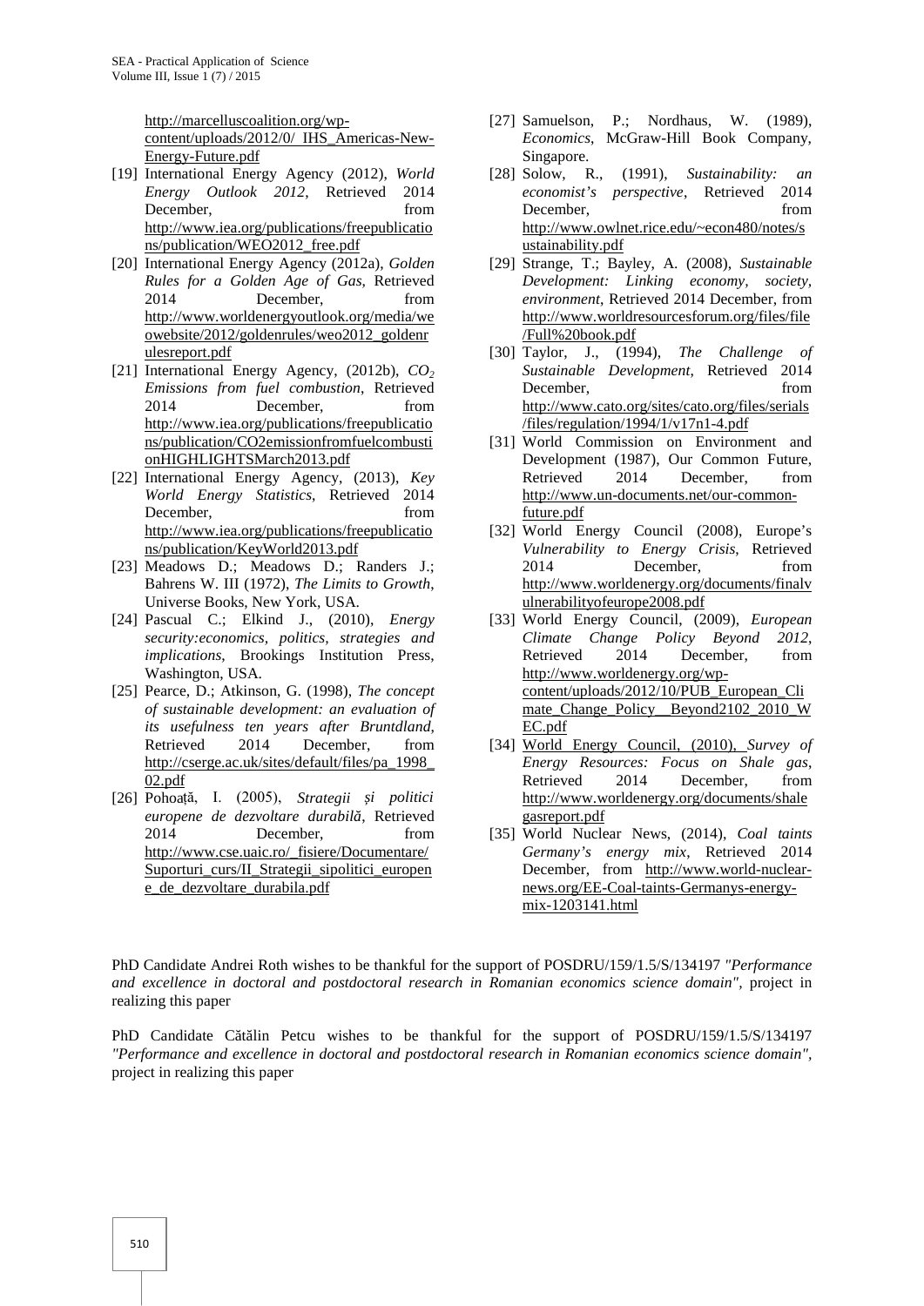http://marcelluscoalition.org/wp-content/uploads/2012/0/ IHS_Americas-New-Energy-Future.pdf

[19] International Energy Agency (2012), *World Energy Outlook 2012*, Retrieved 2014 December, from http://www.iea.org/publications/freepublications/publication/WEO2012_free.pdf

[20] International Energy Agency (2012a), *Golden Rules for a Golden Age of Gas*, Retrieved 2014 December, from http://www.worldenergyoutlook.org/media/weowebsite/2012/goldenrules/weo2012_goldenrulesreport.pdf

[21] International Energy Agency, (2012b), *$CO_2$ Emissions from fuel combustion*, Retrieved 2014 December, from http://www.iea.org/publications/freepublications/publication/CO2emissionfromfuelcombustionHIGHLIGHTSMarch2013.pdf

[22] International Energy Agency, (2013), *Key World Energy Statistics*, Retrieved 2014 December, from http://www.iea.org/publications/freepublications/publication/KeyWorld2013.pdf

[23] Meadows D.; Meadows D.; Randers J.; Bahrens W. III (1972), *The Limits to Growth*, Universe Books, New York, USA.

[24] Pascual C.; Elkind J., (2010), *Energy security:economics, politics, strategies and implications*, Brookings Institution Press, Washington, USA.

[25] Pearce, D.; Atkinson, G. (1998), *The concept of sustainable development: an evaluation of its usefulness ten years after Bruntdland*, Retrieved 2014 December, from http://cserge.ac.uk/sites/default/files/pa_1998_02.pdf

[26] Pohoață, I. (2005), *Strategii și politici europene de dezvoltare durabilă*, Retrieved 2014 December, from http://www.cse.uaic.ro/_fisiere/Documentare/Suporturi_curs/II_Strategii_sipolitici_europene_de_dezvoltare_durabila.pdf

[27] Samuelson, P.; Nordhaus, W. (1989), *Economics*, McGraw-Hill Book Company, Singapore.

[28] Solow, R., (1991), *Sustainability: an economist's perspective*, Retrieved 2014 December, from http://www.owlnet.rice.edu/~econ480/notes/sustainability.pdf

[29] Strange, T.; Bayley, A. (2008), *Sustainable Development: Linking economy, society, environment*, Retrieved 2014 December, from http://www.worldresourcesforum.org/files/file/Full%20book.pdf

[30] Taylor, J., (1994), *The Challenge of Sustainable Development*, Retrieved 2014 December, from http://www.cato.org/sites/cato.org/files/serials/files/regulation/1994/1/v17n1-4.pdf

[31] World Commission on Environment and Development (1987), Our Common Future, Retrieved 2014 December, from http://www.un-documents.net/our-common-future.pdf

[32] World Energy Council (2008), Europe's *Vulnerability to Energy Crisis*, Retrieved 2014 December, from http://www.worldenergy.org/documents/finalvulnerabilityofeurope2008.pdf

[33] World Energy Council, (2009), *European Climate Change Policy Beyond 2012*, Retrieved 2014 December, from http://www.worldenergy.org/wp-content/uploads/2012/10/PUB_European_Climate_Change_Policy__Beyond2102_2010_WEC.pdf

[34] World Energy Council, (2010), *Survey of Energy Resources: Focus on Shale gas*, Retrieved 2014 December, from http://www.worldenergy.org/documents/shalegasreport.pdf

[35] World Nuclear News, (2014), *Coal taints Germany's energy mix*, Retrieved 2014 December, from http://www.world-nuclear-news.org/EE-Coal-taints-Germanys-energy-mix-1203141.html

PhD Candidate Andrei Roth wishes to be thankful for the support of POSDRU/159/1.5/S/134197 *"Performance and excellence in doctoral and postdoctoral research in Romanian economics science domain"*, project in realizing this paper

PhD Candidate Cătălin Petcu wishes to be thankful for the support of POSDRU/159/1.5/S/134197 *"Performance and excellence in doctoral and postdoctoral research in Romanian economics science domain"*, project in realizing this paper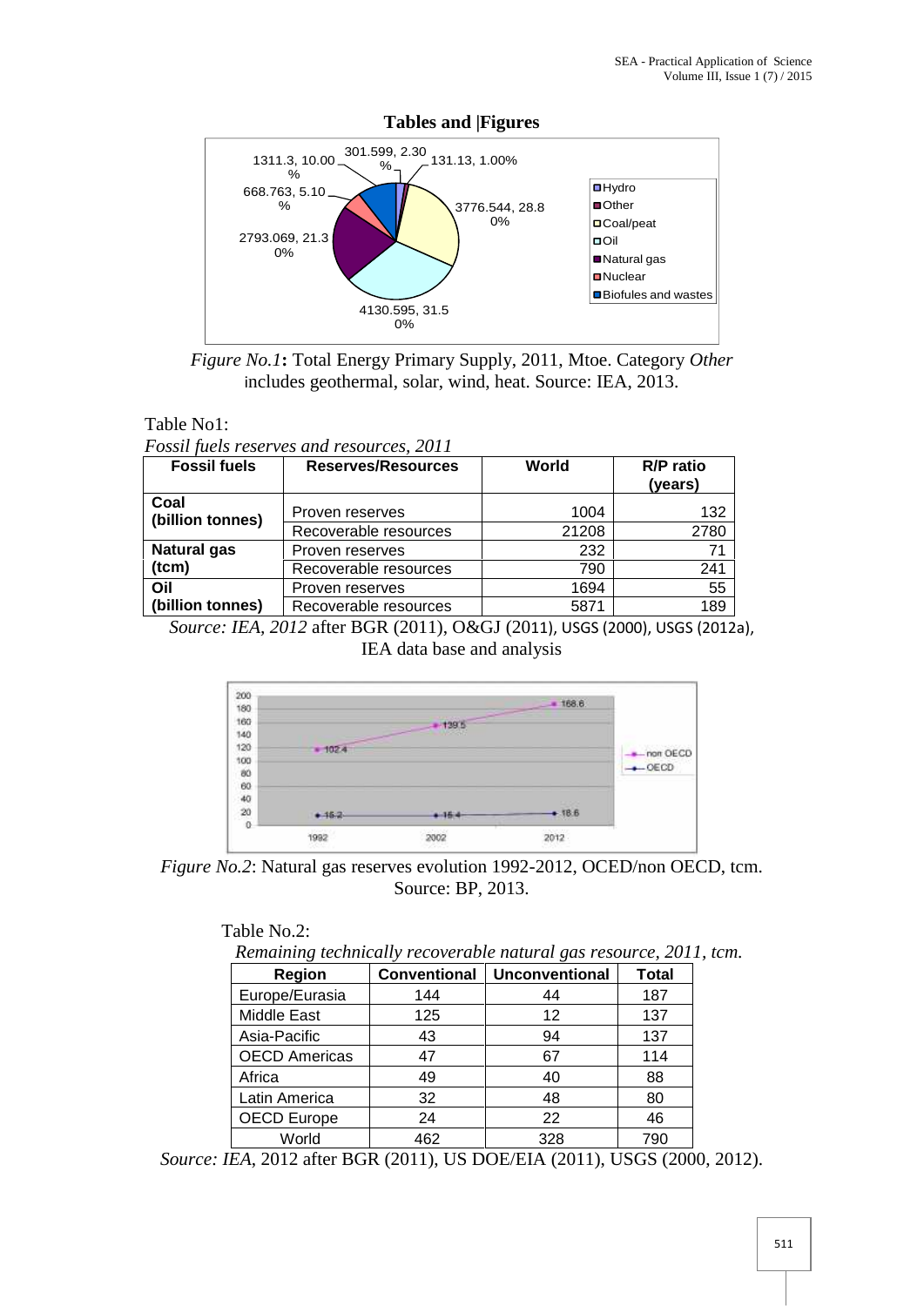**Tables and |Figures**

*Figure No.1***:** Total Energy Primary Supply, 2011, Mtoe. Category *Other* includes geothermal, solar, wind, heat. Source: IEA, 2013.

Table No1:

*Fossil fuels reserves and resources, 2011*

| Fossil fuels | Reserves/Resources | World | R/P ratio (years) |
|---|---|---|---|
| **Coal (billion tonnes)** | Proven reserves | 1004 | 132 |
| | Recoverable resources | 21208 | 2780 |
| **Natural gas (tcm)** | Proven reserves | 232 | 71 |
| | Recoverable resources | 790 | 241 |
| **Oil (billion tonnes)** | Proven reserves | 1694 | 55 |
| | Recoverable resources | 5871 | 189 |

*Source: IEA, 2012* after BGR (2011), O&GJ (2011), USGS (2000), USGS (2012a), IEA data base and analysis

*Figure No.2*: Natural gas reserves evolution 1992-2012, OCED/non OECD, tcm. Source: BP, 2013.

Table No.2:

*Remaining technically recoverable natural gas resource, 2011, tcm.*

| Region | Conventional | Unconventional | Total |
|---|---|---|---|
| Europe/Eurasia | 144 | 44 | 187 |
| Middle East | 125 | 12 | 137 |
| Asia-Pacific | 43 | 94 | 137 |
| OECD Americas | 47 | 67 | 114 |
| Africa | 49 | 40 | 88 |
| Latin America | 32 | 48 | 80 |
| OECD Europe | 24 | 22 | 46 |
| World | 462 | 328 | 790 |

*Source: IEA*, 2012 after BGR (2011), US DOE/EIA (2011), USGS (2000, 2012).